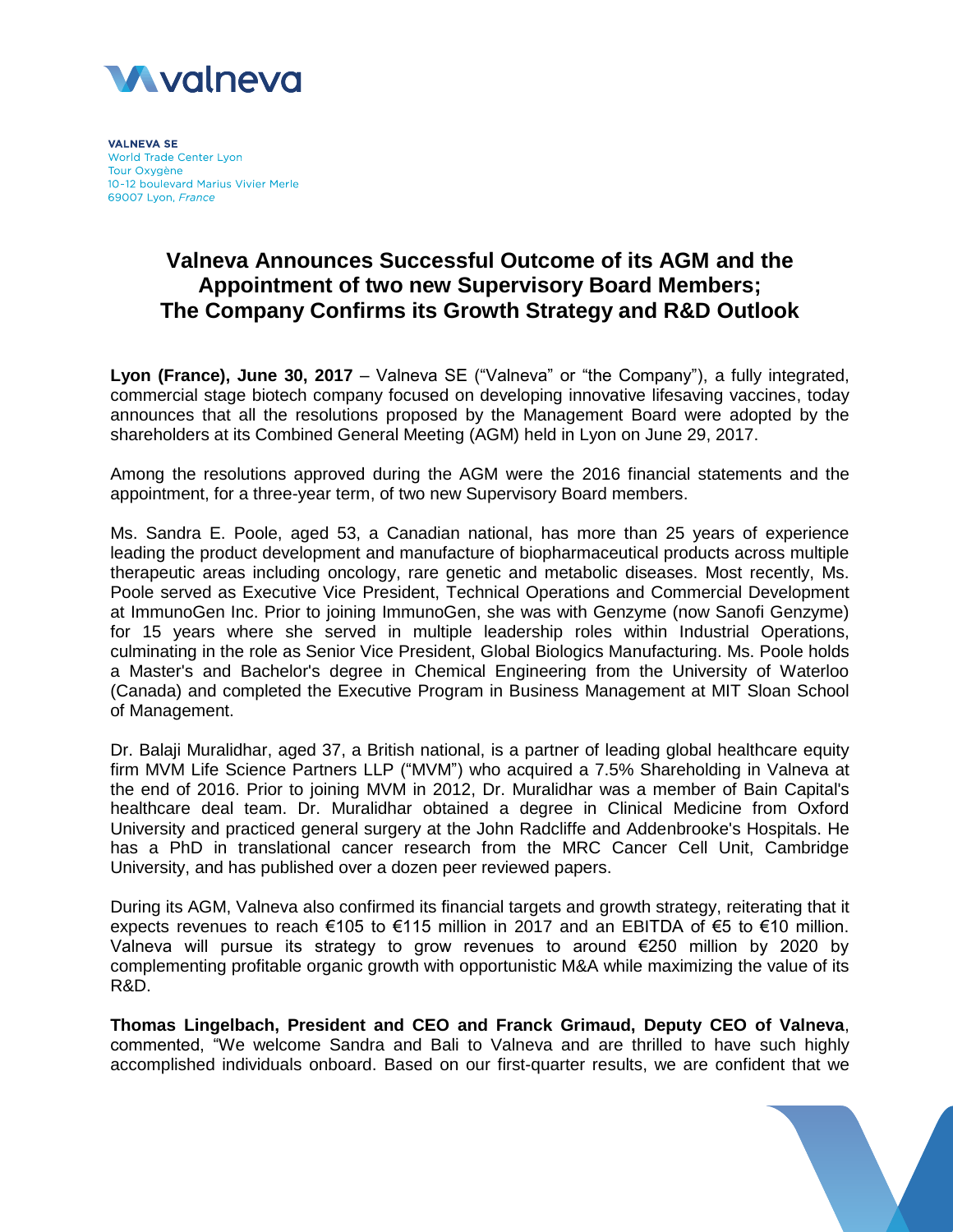**VALNEVA SE**
World Trade Center Lyon
Tour Oxygène
10-12 boulevard Marius Vivier Merle
69007 Lyon, *France*

# Valneva Announces Successful Outcome of its AGM and the Appointment of two new Supervisory Board Members; The Company Confirms its Growth Strategy and R&D Outlook

**Lyon (France), June 30, 2017** – Valneva SE ("Valneva" or "the Company"), a fully integrated, commercial stage biotech company focused on developing innovative lifesaving vaccines, today announces that all the resolutions proposed by the Management Board were adopted by the shareholders at its Combined General Meeting (AGM) held in Lyon on June 29, 2017.

Among the resolutions approved during the AGM were the 2016 financial statements and the appointment, for a three-year term, of two new Supervisory Board members.

Ms. Sandra E. Poole, aged 53, a Canadian national, has more than 25 years of experience leading the product development and manufacture of biopharmaceutical products across multiple therapeutic areas including oncology, rare genetic and metabolic diseases. Most recently, Ms. Poole served as Executive Vice President, Technical Operations and Commercial Development at ImmunoGen Inc. Prior to joining ImmunoGen, she was with Genzyme (now Sanofi Genzyme) for 15 years where she served in multiple leadership roles within Industrial Operations, culminating in the role as Senior Vice President, Global Biologics Manufacturing. Ms. Poole holds a Master's and Bachelor's degree in Chemical Engineering from the University of Waterloo (Canada) and completed the Executive Program in Business Management at MIT Sloan School of Management.

Dr. Balaji Muralidhar, aged 37, a British national, is a partner of leading global healthcare equity firm MVM Life Science Partners LLP ("MVM") who acquired a 7.5% Shareholding in Valneva at the end of 2016. Prior to joining MVM in 2012, Dr. Muralidhar was a member of Bain Capital's healthcare deal team. Dr. Muralidhar obtained a degree in Clinical Medicine from Oxford University and practiced general surgery at the John Radcliffe and Addenbrooke's Hospitals. He has a PhD in translational cancer research from the MRC Cancer Cell Unit, Cambridge University, and has published over a dozen peer reviewed papers.

During its AGM, Valneva also confirmed its financial targets and growth strategy, reiterating that it expects revenues to reach €105 to €115 million in 2017 and an EBITDA of €5 to €10 million. Valneva will pursue its strategy to grow revenues to around €250 million by 2020 by complementing profitable organic growth with opportunistic M&A while maximizing the value of its R&D.

**Thomas Lingelbach, President and CEO and Franck Grimaud, Deputy CEO of Valneva**, commented, "We welcome Sandra and Bali to Valneva and are thrilled to have such highly accomplished individuals onboard. Based on our first-quarter results, we are confident that we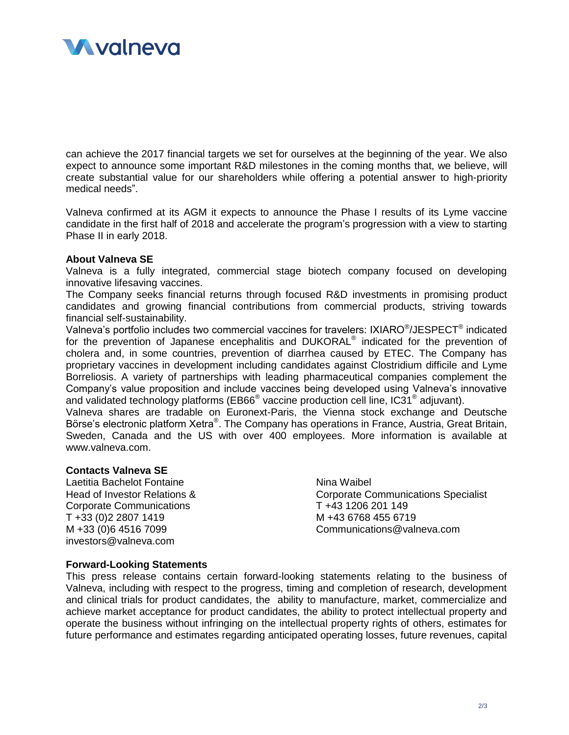can achieve the 2017 financial targets we set for ourselves at the beginning of the year. We also expect to announce some important R&D milestones in the coming months that, we believe, will create substantial value for our shareholders while offering a potential answer to high-priority medical needs".

Valneva confirmed at its AGM it expects to announce the Phase I results of its Lyme vaccine candidate in the first half of 2018 and accelerate the program's progression with a view to starting Phase II in early 2018.

**About Valneva SE**

Valneva is a fully integrated, commercial stage biotech company focused on developing innovative lifesaving vaccines.

The Company seeks financial returns through focused R&D investments in promising product candidates and growing financial contributions from commercial products, striving towards financial self-sustainability.

Valneva's portfolio includes two commercial vaccines for travelers: IXIARO®/JESPECT® indicated for the prevention of Japanese encephalitis and DUKORAL® indicated for the prevention of cholera and, in some countries, prevention of diarrhea caused by ETEC. The Company has proprietary vaccines in development including candidates against Clostridium difficile and Lyme Borreliosis. A variety of partnerships with leading pharmaceutical companies complement the Company's value proposition and include vaccines being developed using Valneva's innovative and validated technology platforms (EB66® vaccine production cell line, IC31® adjuvant).

Valneva shares are tradable on Euronext-Paris, the Vienna stock exchange and Deutsche Börse's electronic platform Xetra®. The Company has operations in France, Austria, Great Britain, Sweden, Canada and the US with over 400 employees. More information is available at www.valneva.com.

**Contacts Valneva SE**

Laetitia Bachelot Fontaine
Head of Investor Relations &
Corporate Communications
T +33 (0)2 2807 1419
M +33 (0)6 4516 7099
investors@valneva.com

Nina Waibel
Corporate Communications Specialist
T +43 1206 201 149
M +43 6768 455 6719
Communications@valneva.com

**Forward-Looking Statements**

This press release contains certain forward-looking statements relating to the business of Valneva, including with respect to the progress, timing and completion of research, development and clinical trials for product candidates, the ability to manufacture, market, commercialize and achieve market acceptance for product candidates, the ability to protect intellectual property and operate the business without infringing on the intellectual property rights of others, estimates for future performance and estimates regarding anticipated operating losses, future revenues, capital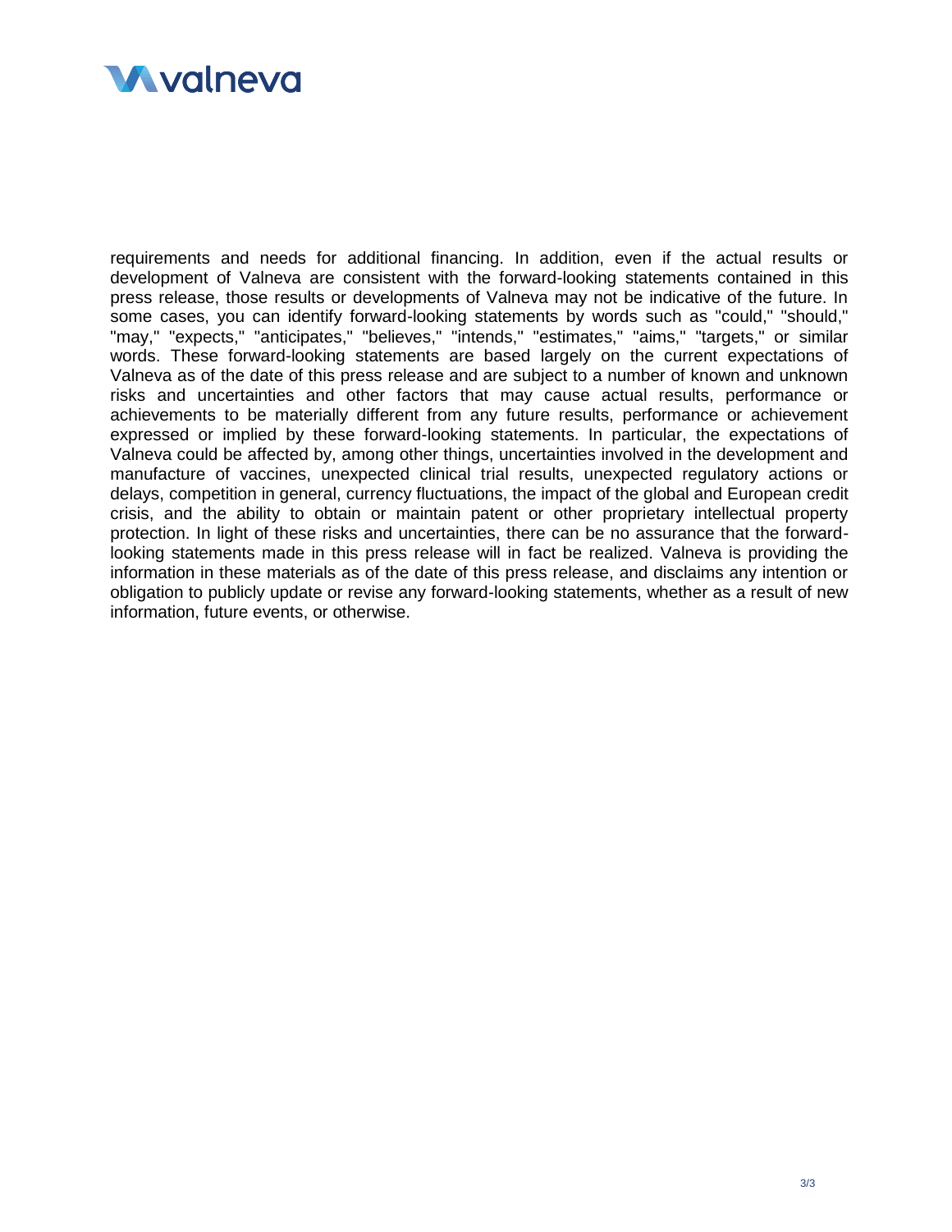requirements and needs for additional financing. In addition, even if the actual results or development of Valneva are consistent with the forward-looking statements contained in this press release, those results or developments of Valneva may not be indicative of the future. In some cases, you can identify forward-looking statements by words such as "could," "should," "may," "expects," "anticipates," "believes," "intends," "estimates," "aims," "targets," or similar words. These forward-looking statements are based largely on the current expectations of Valneva as of the date of this press release and are subject to a number of known and unknown risks and uncertainties and other factors that may cause actual results, performance or achievements to be materially different from any future results, performance or achievement expressed or implied by these forward-looking statements. In particular, the expectations of Valneva could be affected by, among other things, uncertainties involved in the development and manufacture of vaccines, unexpected clinical trial results, unexpected regulatory actions or delays, competition in general, currency fluctuations, the impact of the global and European credit crisis, and the ability to obtain or maintain patent or other proprietary intellectual property protection. In light of these risks and uncertainties, there can be no assurance that the forward-looking statements made in this press release will in fact be realized. Valneva is providing the information in these materials as of the date of this press release, and disclaims any intention or obligation to publicly update or revise any forward-looking statements, whether as a result of new information, future events, or otherwise.